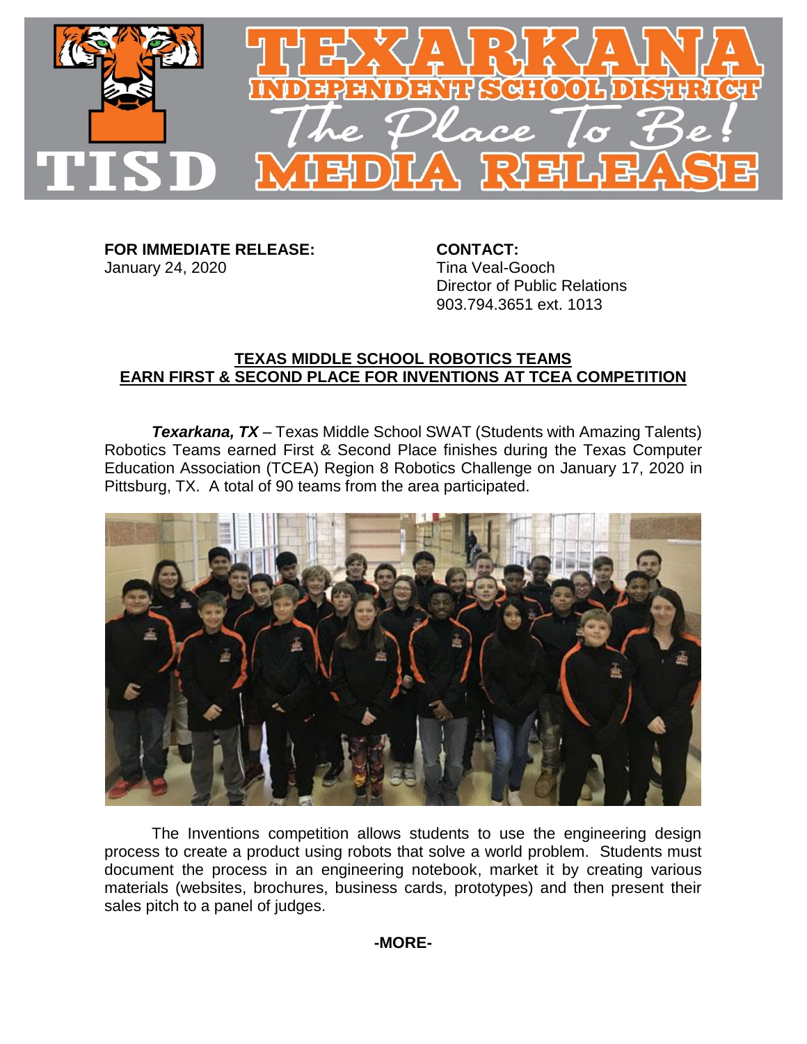TEXARKANA INDEPENDENT SCHOOL DISTRICT

*The Place To Be!*

TISD MEDIA RELEASE

**FOR IMMEDIATE RELEASE:**
January 24, 2020

**CONTACT:**
Tina Veal-Gooch
Director of Public Relations
903.794.3651 ext. 1013

## TEXAS MIDDLE SCHOOL ROBOTICS TEAMS EARN FIRST & SECOND PLACE FOR INVENTIONS AT TCEA COMPETITION

***Texarkana, TX*** – Texas Middle School SWAT (Students with Amazing Talents) Robotics Teams earned First & Second Place finishes during the Texas Computer Education Association (TCEA) Region 8 Robotics Challenge on January 17, 2020 in Pittsburg, TX. A total of 90 teams from the area participated.

The Inventions competition allows students to use the engineering design process to create a product using robots that solve a world problem. Students must document the process in an engineering notebook, market it by creating various materials (websites, brochures, business cards, prototypes) and then present their sales pitch to a panel of judges.

**-MORE-**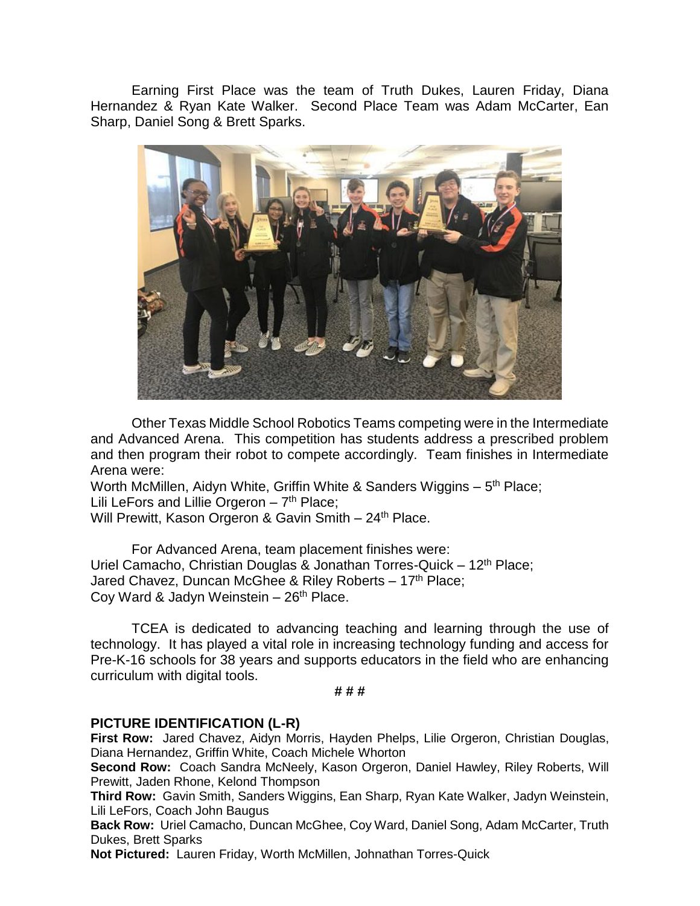Earning First Place was the team of Truth Dukes, Lauren Friday, Diana Hernandez & Ryan Kate Walker. Second Place Team was Adam McCarter, Ean Sharp, Daniel Song & Brett Sparks.

Other Texas Middle School Robotics Teams competing were in the Intermediate and Advanced Arena. This competition has students address a prescribed problem and then program their robot to compete accordingly. Team finishes in Intermediate Arena were:

Worth McMillen, Aidyn White, Griffin White & Sanders Wiggins – 5th Place;
Lili LeFors and Lillie Orgeron – 7th Place;
Will Prewitt, Kason Orgeron & Gavin Smith – 24th Place.

For Advanced Arena, team placement finishes were:
Uriel Camacho, Christian Douglas & Jonathan Torres-Quick – 12th Place;
Jared Chavez, Duncan McGhee & Riley Roberts – 17th Place;
Coy Ward & Jadyn Weinstein – 26th Place.

TCEA is dedicated to advancing teaching and learning through the use of technology. It has played a vital role in increasing technology funding and access for Pre-K-16 schools for 38 years and supports educators in the field who are enhancing curriculum with digital tools.

# # #

**PICTURE IDENTIFICATION (L-R)**

**First Row:** Jared Chavez, Aidyn Morris, Hayden Phelps, Lilie Orgeron, Christian Douglas, Diana Hernandez, Griffin White, Coach Michele Whorton

**Second Row:** Coach Sandra McNeely, Kason Orgeron, Daniel Hawley, Riley Roberts, Will Prewitt, Jaden Rhone, Kelond Thompson

**Third Row:** Gavin Smith, Sanders Wiggins, Ean Sharp, Ryan Kate Walker, Jadyn Weinstein, Lili LeFors, Coach John Baugus

**Back Row:** Uriel Camacho, Duncan McGhee, Coy Ward, Daniel Song, Adam McCarter, Truth Dukes, Brett Sparks

**Not Pictured:** Lauren Friday, Worth McMillen, Johnathan Torres-Quick